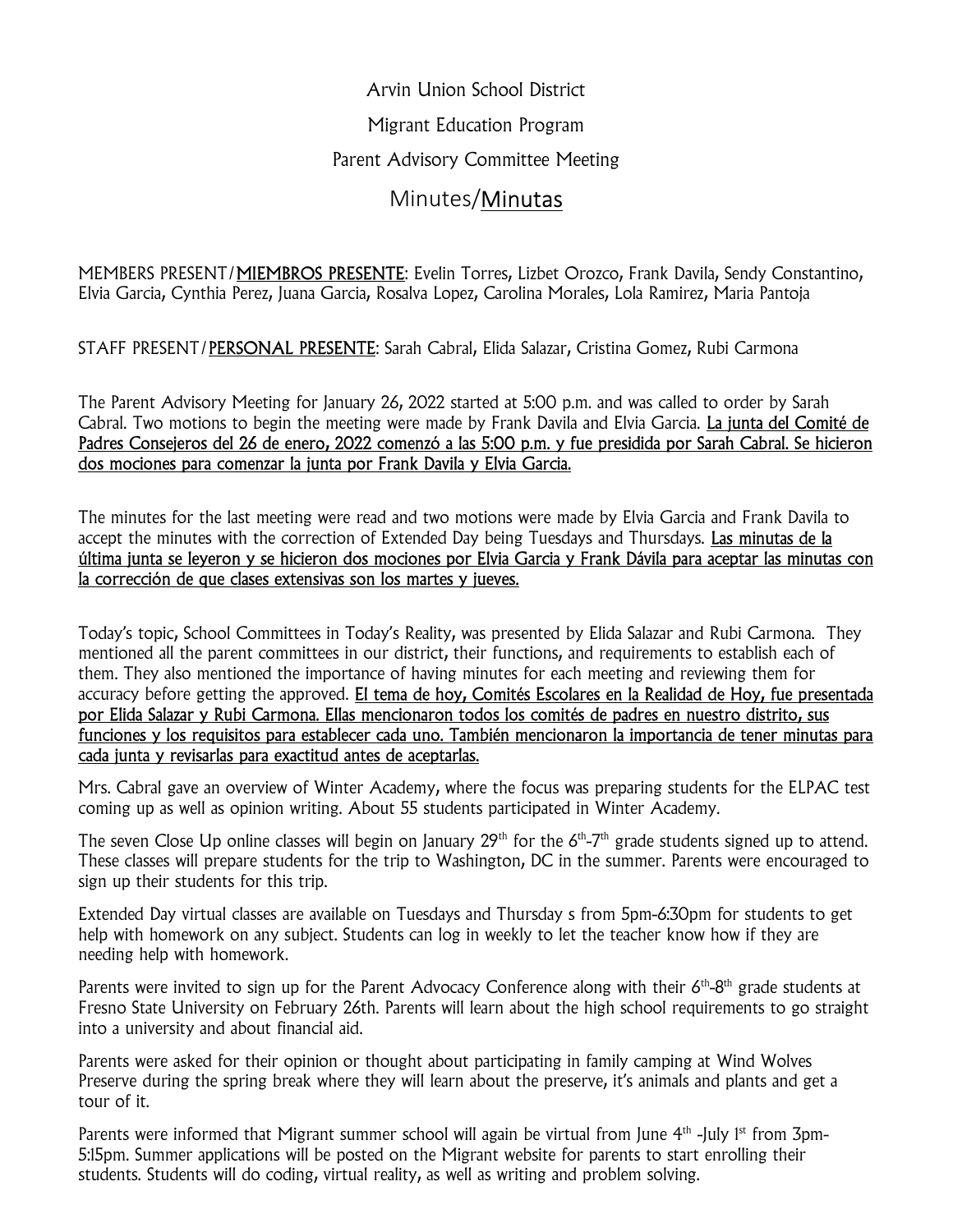Arvin Union School District

Migrant Education Program

Parent Advisory Committee Meeting

# Minutes/<u>Minutas</u>

MEMBERS PRESENT/**<u>MIEMBROS PRESENTE</u>**: Evelin Torres, Lizbet Orozco, Frank Davila, Sendy Constantino, Elvia Garcia, Cynthia Perez, Juana Garcia, Rosalva Lopez, Carolina Morales, Lola Ramirez, Maria Pantoja

STAFF PRESENT/<u>PERSONAL PRESENTE</u>: Sarah Cabral, Elida Salazar, Cristina Gomez, Rubi Carmona

The Parent Advisory Meeting for January 26, 2022 started at 5:00 p.m. and was called to order by Sarah Cabral. Two motions to begin the meeting were made by Frank Davila and Elvia Garcia. <u>La junta del Comité de Padres Consejeros del 26 de enero, 2022 comenzó a las 5:00 p.m. y fue presidida por Sarah Cabral. Se hicieron dos mociones para comenzar la junta por Frank Davila y Elvia Garcia.</u>

The minutes for the last meeting were read and two motions were made by Elvia Garcia and Frank Davila to accept the minutes with the correction of Extended Day being Tuesdays and Thursdays. <u>Las minutas de la última junta se leyeron y se hicieron dos mociones por Elvia Garcia y Frank Dávila para aceptar las minutas con la corrección de que clases extensivas son los martes y jueves.</u>

Today's topic, School Committees in Today's Reality, was presented by Elida Salazar and Rubi Carmona. They mentioned all the parent committees in our district, their functions, and requirements to establish each of them. They also mentioned the importance of having minutes for each meeting and reviewing them for accuracy before getting the approved. <u>El tema de hoy, Comités Escolares en la Realidad de Hoy, fue presentada por Elida Salazar y Rubi Carmona. Ellas mencionaron todos los comités de padres en nuestro distrito, sus funciones y los requisitos para establecer cada uno. También mencionaron la importancia de tener minutas para cada junta y revisarlas para exactitud antes de aceptarlas.</u>

Mrs. Cabral gave an overview of Winter Academy, where the focus was preparing students for the ELPAC test coming up as well as opinion writing. About 55 students participated in Winter Academy.

The seven Close Up online classes will begin on January 29th for the 6th-7th grade students signed up to attend. These classes will prepare students for the trip to Washington, DC in the summer. Parents were encouraged to sign up their students for this trip.

Extended Day virtual classes are available on Tuesdays and Thursday s from 5pm-6:30pm for students to get help with homework on any subject. Students can log in weekly to let the teacher know how if they are needing help with homework.

Parents were invited to sign up for the Parent Advocacy Conference along with their 6th-8th grade students at Fresno State University on February 26th. Parents will learn about the high school requirements to go straight into a university and about financial aid.

Parents were asked for their opinion or thought about participating in family camping at Wind Wolves Preserve during the spring break where they will learn about the preserve, it's animals and plants and get a tour of it.

Parents were informed that Migrant summer school will again be virtual from June 4th -July 1st from 3pm-5:15pm. Summer applications will be posted on the Migrant website for parents to start enrolling their students. Students will do coding, virtual reality, as well as writing and problem solving.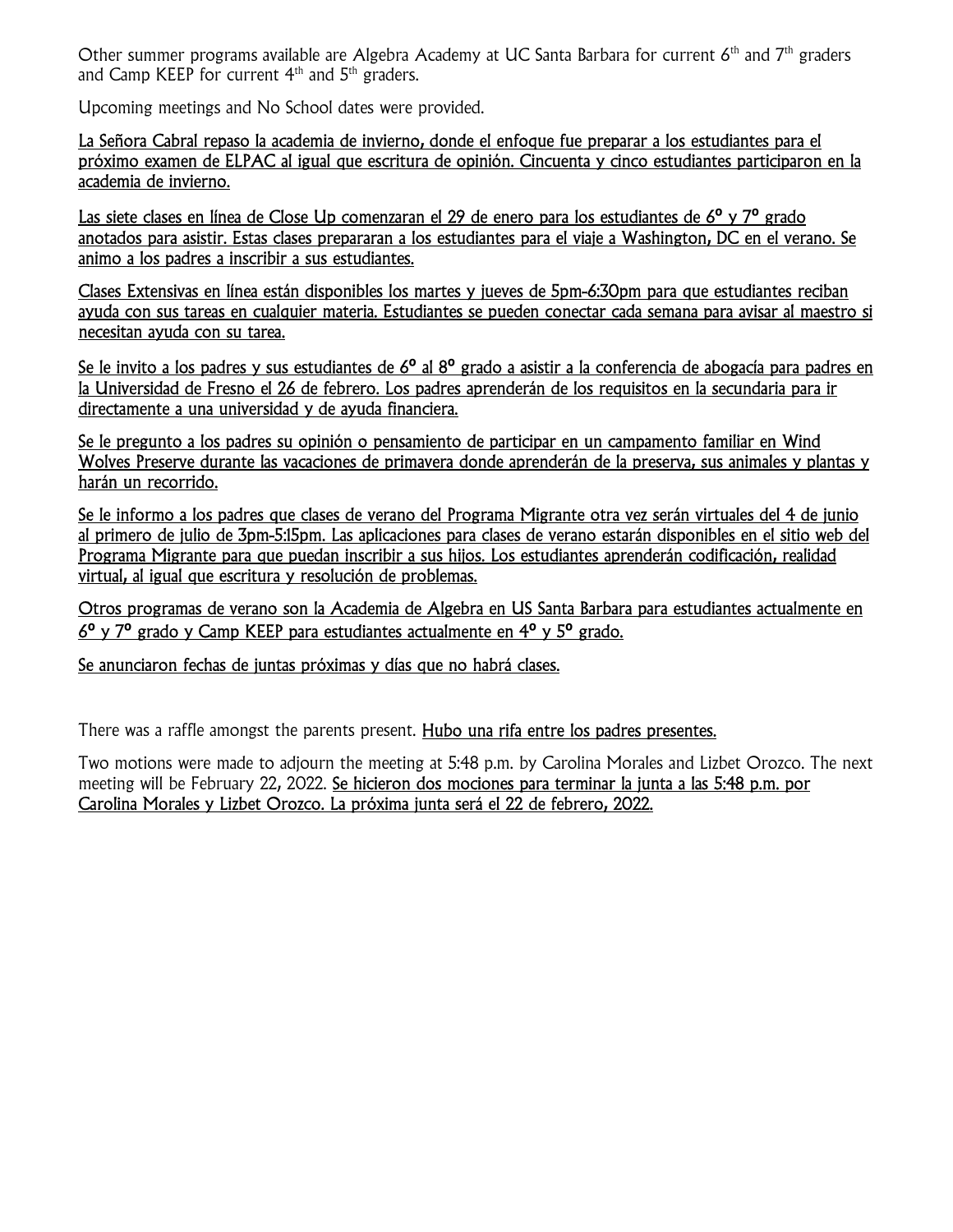Other summer programs available are Algebra Academy at UC Santa Barbara for current 6th and 7th graders and Camp KEEP for current 4th and 5th graders.

Upcoming meetings and No School dates were provided.

La Señora Cabral repaso la academia de invierno, donde el enfoque fue preparar a los estudiantes para el próximo examen de ELPAC al igual que escritura de opinión. Cincuenta y cinco estudiantes participaron en la academia de invierno.

Las siete clases en línea de Close Up comenzaran el 29 de enero para los estudiantes de 6º y 7º grado anotados para asistir. Estas clases prepararan a los estudiantes para el viaje a Washington, DC en el verano. Se animo a los padres a inscribir a sus estudiantes.

Clases Extensivas en línea están disponibles los martes y jueves de 5pm-6:30pm para que estudiantes reciban ayuda con sus tareas en cualquier materia. Estudiantes se pueden conectar cada semana para avisar al maestro si necesitan ayuda con su tarea.

Se le invito a los padres y sus estudiantes de 6º al 8º grado a asistir a la conferencia de abogacía para padres en la Universidad de Fresno el 26 de febrero. Los padres aprenderán de los requisitos en la secundaria para ir directamente a una universidad y de ayuda financiera.

Se le pregunto a los padres su opinión o pensamiento de participar en un campamento familiar en Wind Wolves Preserve durante las vacaciones de primavera donde aprenderán de la preserva, sus animales y plantas y harán un recorrido.

Se le informo a los padres que clases de verano del Programa Migrante otra vez serán virtuales del 4 de junio al primero de julio de 3pm-5:15pm. Las aplicaciones para clases de verano estarán disponibles en el sitio web del Programa Migrante para que puedan inscribir a sus hijos. Los estudiantes aprenderán codificación, realidad virtual, al igual que escritura y resolución de problemas.

Otros programas de verano son la Academia de Algebra en US Santa Barbara para estudiantes actualmente en 6º y 7º grado y Camp KEEP para estudiantes actualmente en 4º y 5º grado.

Se anunciaron fechas de juntas próximas y días que no habrá clases.

There was a raffle amongst the parents present. Hubo una rifa entre los padres presentes.

Two motions were made to adjourn the meeting at 5:48 p.m. by Carolina Morales and Lizbet Orozco. The next meeting will be February 22, 2022. Se hicieron dos mociones para terminar la junta a las 5:48 p.m. por Carolina Morales y Lizbet Orozco. La próxima junta será el 22 de febrero, 2022.